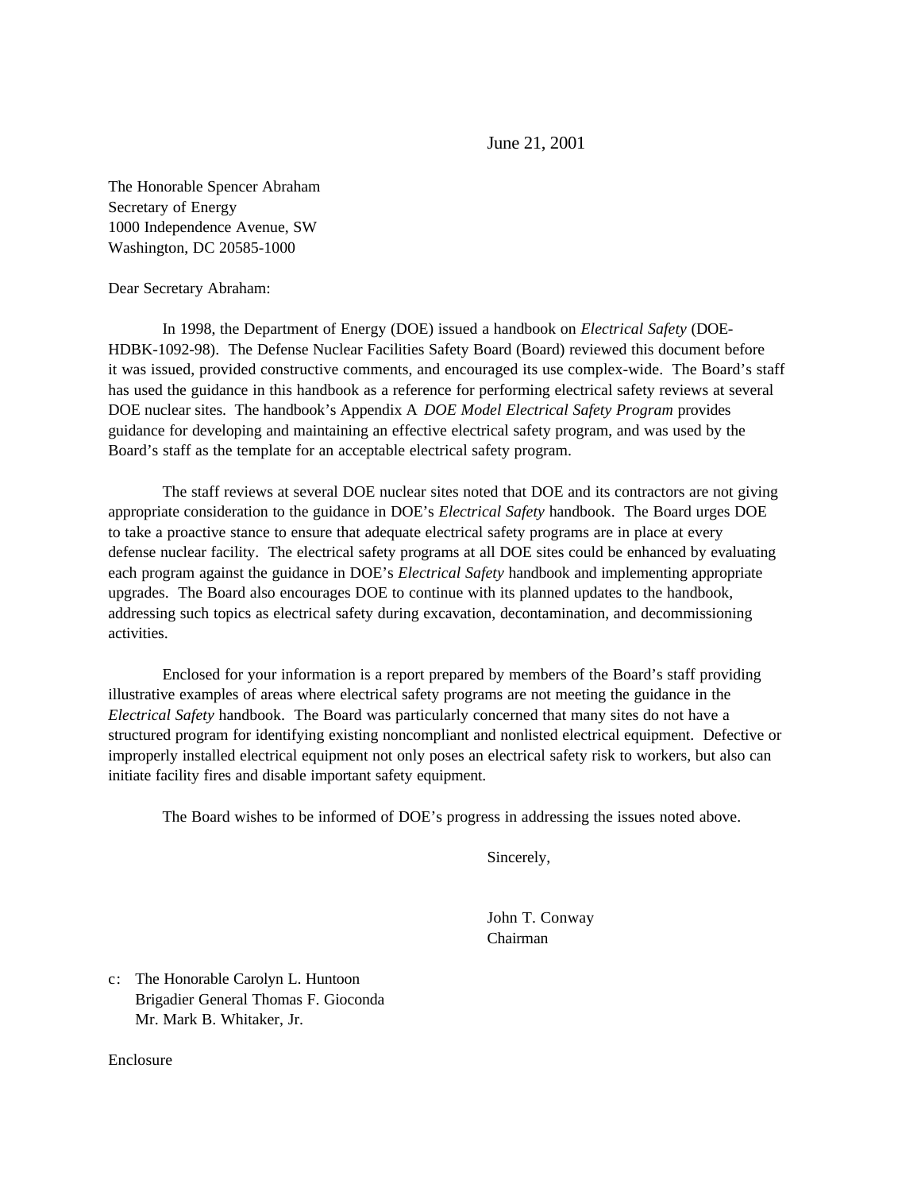June 21, 2001

The Honorable Spencer Abraham
Secretary of Energy
1000 Independence Avenue, SW
Washington, DC 20585-1000

Dear Secretary Abraham:

In 1998, the Department of Energy (DOE) issued a handbook on *Electrical Safety* (DOE-HDBK-1092-98). The Defense Nuclear Facilities Safety Board (Board) reviewed this document before it was issued, provided constructive comments, and encouraged its use complex-wide. The Board's staff has used the guidance in this handbook as a reference for performing electrical safety reviews at several DOE nuclear sites. The handbook's Appendix A *DOE Model Electrical Safety Program* provides guidance for developing and maintaining an effective electrical safety program, and was used by the Board's staff as the template for an acceptable electrical safety program.

The staff reviews at several DOE nuclear sites noted that DOE and its contractors are not giving appropriate consideration to the guidance in DOE's *Electrical Safety* handbook. The Board urges DOE to take a proactive stance to ensure that adequate electrical safety programs are in place at every defense nuclear facility. The electrical safety programs at all DOE sites could be enhanced by evaluating each program against the guidance in DOE's *Electrical Safety* handbook and implementing appropriate upgrades. The Board also encourages DOE to continue with its planned updates to the handbook, addressing such topics as electrical safety during excavation, decontamination, and decommissioning activities.

Enclosed for your information is a report prepared by members of the Board's staff providing illustrative examples of areas where electrical safety programs are not meeting the guidance in the *Electrical Safety* handbook. The Board was particularly concerned that many sites do not have a structured program for identifying existing noncompliant and nonlisted electrical equipment. Defective or improperly installed electrical equipment not only poses an electrical safety risk to workers, but also can initiate facility fires and disable important safety equipment.

The Board wishes to be informed of DOE's progress in addressing the issues noted above.

Sincerely,

John T. Conway
Chairman

c: The Honorable Carolyn L. Huntoon
Brigadier General Thomas F. Gioconda
Mr. Mark B. Whitaker, Jr.

Enclosure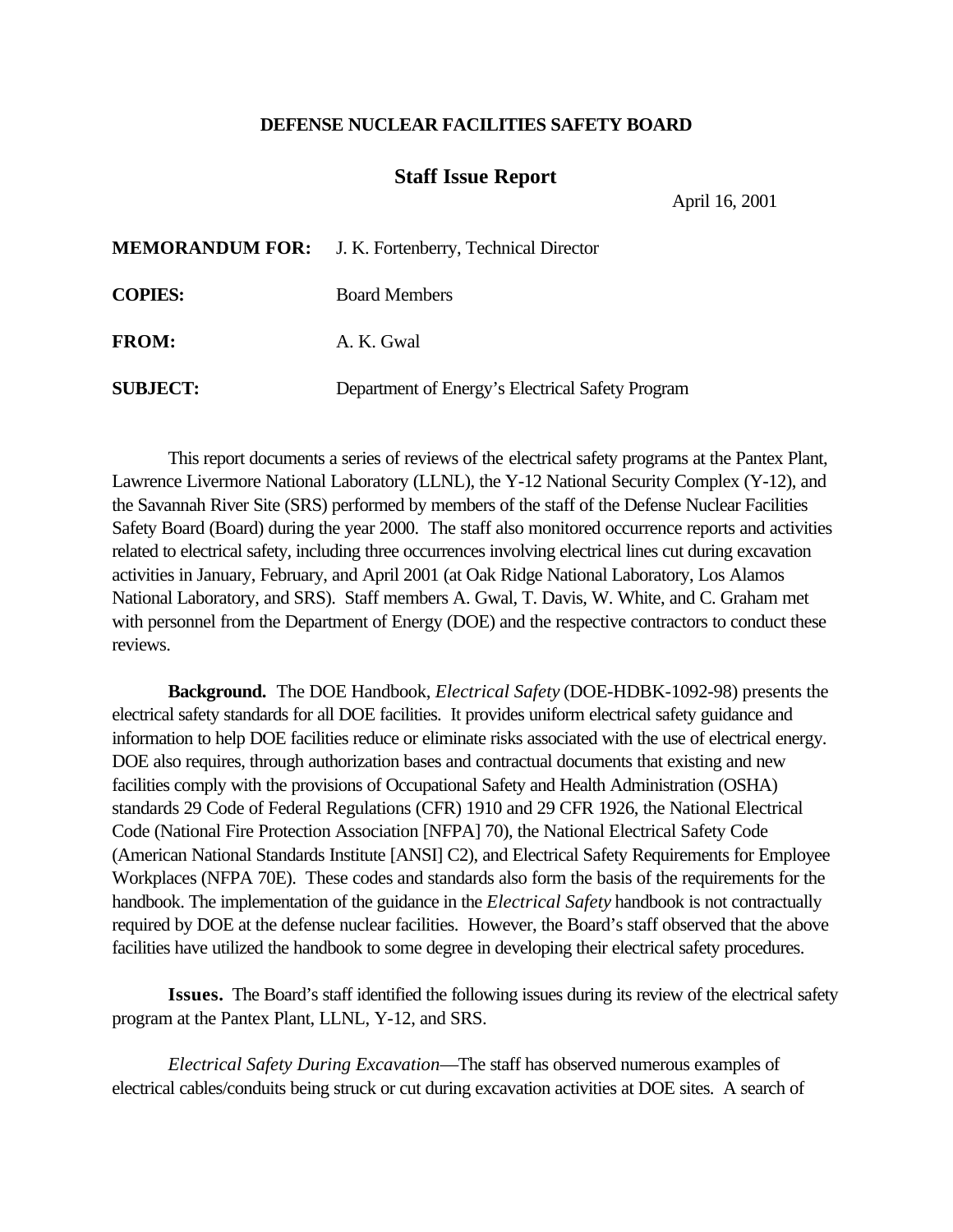**DEFENSE NUCLEAR FACILITIES SAFETY BOARD**

## Staff Issue Report

April 16, 2001

**MEMORANDUM FOR:** J. K. Fortenberry, Technical Director

**COPIES:** Board Members

**FROM:** A. K. Gwal

**SUBJECT:** Department of Energy's Electrical Safety Program

This report documents a series of reviews of the electrical safety programs at the Pantex Plant, Lawrence Livermore National Laboratory (LLNL), the Y-12 National Security Complex (Y-12), and the Savannah River Site (SRS) performed by members of the staff of the Defense Nuclear Facilities Safety Board (Board) during the year 2000. The staff also monitored occurrence reports and activities related to electrical safety, including three occurrences involving electrical lines cut during excavation activities in January, February, and April 2001 (at Oak Ridge National Laboratory, Los Alamos National Laboratory, and SRS). Staff members A. Gwal, T. Davis, W. White, and C. Graham met with personnel from the Department of Energy (DOE) and the respective contractors to conduct these reviews.

**Background.** The DOE Handbook, *Electrical Safety* (DOE-HDBK-1092-98) presents the electrical safety standards for all DOE facilities. It provides uniform electrical safety guidance and information to help DOE facilities reduce or eliminate risks associated with the use of electrical energy. DOE also requires, through authorization bases and contractual documents that existing and new facilities comply with the provisions of Occupational Safety and Health Administration (OSHA) standards 29 Code of Federal Regulations (CFR) 1910 and 29 CFR 1926, the National Electrical Code (National Fire Protection Association [NFPA] 70), the National Electrical Safety Code (American National Standards Institute [ANSI] C2), and Electrical Safety Requirements for Employee Workplaces (NFPA 70E). These codes and standards also form the basis of the requirements for the handbook. The implementation of the guidance in the *Electrical Safety* handbook is not contractually required by DOE at the defense nuclear facilities. However, the Board's staff observed that the above facilities have utilized the handbook to some degree in developing their electrical safety procedures.

**Issues.** The Board's staff identified the following issues during its review of the electrical safety program at the Pantex Plant, LLNL, Y-12, and SRS.

*Electrical Safety During Excavation*—The staff has observed numerous examples of electrical cables/conduits being struck or cut during excavation activities at DOE sites. A search of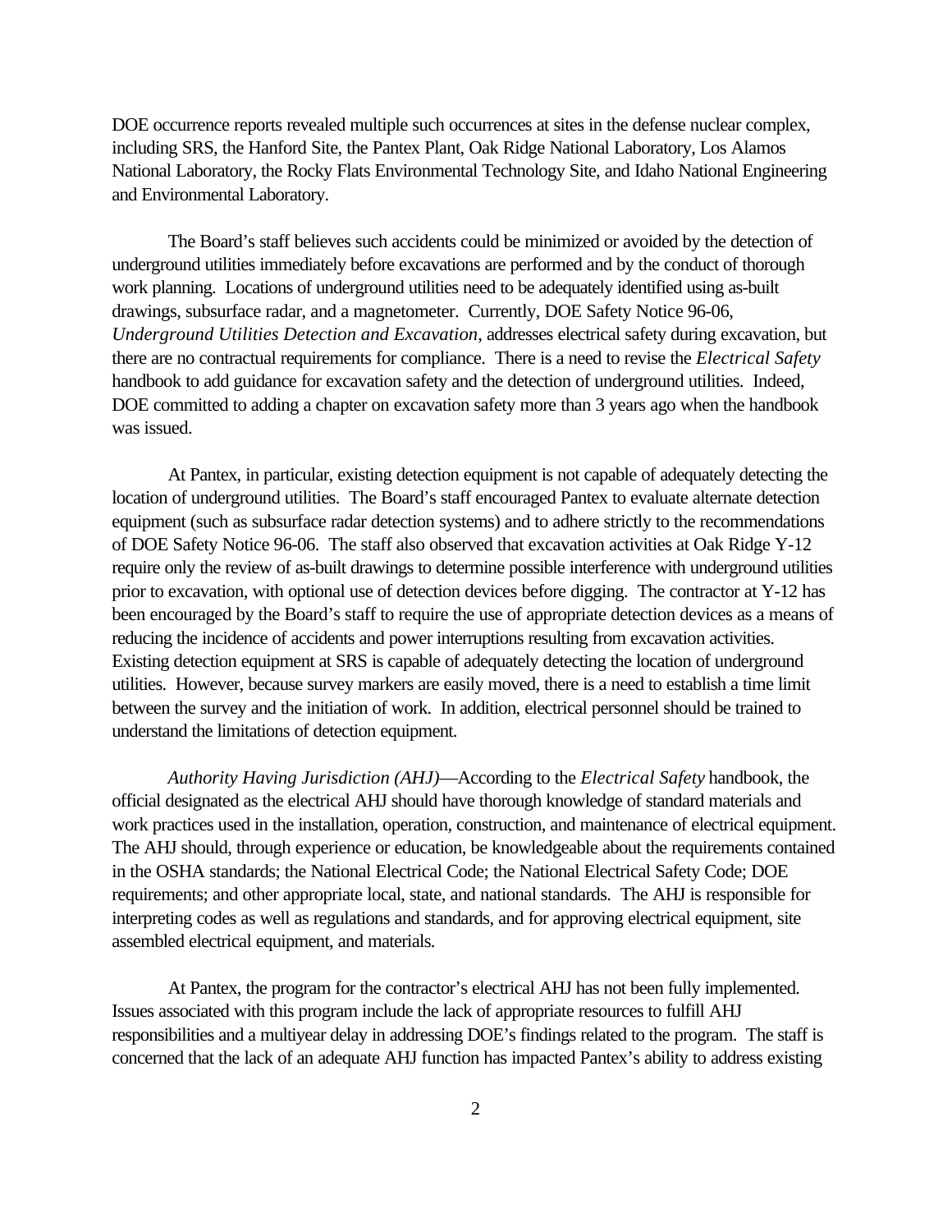DOE occurrence reports revealed multiple such occurrences at sites in the defense nuclear complex, including SRS, the Hanford Site, the Pantex Plant, Oak Ridge National Laboratory, Los Alamos National Laboratory, the Rocky Flats Environmental Technology Site, and Idaho National Engineering and Environmental Laboratory.

The Board's staff believes such accidents could be minimized or avoided by the detection of underground utilities immediately before excavations are performed and by the conduct of thorough work planning. Locations of underground utilities need to be adequately identified using as-built drawings, subsurface radar, and a magnetometer. Currently, DOE Safety Notice 96-06, *Underground Utilities Detection and Excavation*, addresses electrical safety during excavation, but there are no contractual requirements for compliance. There is a need to revise the *Electrical Safety* handbook to add guidance for excavation safety and the detection of underground utilities. Indeed, DOE committed to adding a chapter on excavation safety more than 3 years ago when the handbook was issued.

At Pantex, in particular, existing detection equipment is not capable of adequately detecting the location of underground utilities. The Board's staff encouraged Pantex to evaluate alternate detection equipment (such as subsurface radar detection systems) and to adhere strictly to the recommendations of DOE Safety Notice 96-06. The staff also observed that excavation activities at Oak Ridge Y-12 require only the review of as-built drawings to determine possible interference with underground utilities prior to excavation, with optional use of detection devices before digging. The contractor at Y-12 has been encouraged by the Board's staff to require the use of appropriate detection devices as a means of reducing the incidence of accidents and power interruptions resulting from excavation activities. Existing detection equipment at SRS is capable of adequately detecting the location of underground utilities. However, because survey markers are easily moved, there is a need to establish a time limit between the survey and the initiation of work. In addition, electrical personnel should be trained to understand the limitations of detection equipment.

*Authority Having Jurisdiction (AHJ)*—According to the *Electrical Safety* handbook, the official designated as the electrical AHJ should have thorough knowledge of standard materials and work practices used in the installation, operation, construction, and maintenance of electrical equipment. The AHJ should, through experience or education, be knowledgeable about the requirements contained in the OSHA standards; the National Electrical Code; the National Electrical Safety Code; DOE requirements; and other appropriate local, state, and national standards. The AHJ is responsible for interpreting codes as well as regulations and standards, and for approving electrical equipment, site assembled electrical equipment, and materials.

At Pantex, the program for the contractor's electrical AHJ has not been fully implemented. Issues associated with this program include the lack of appropriate resources to fulfill AHJ responsibilities and a multiyear delay in addressing DOE's findings related to the program. The staff is concerned that the lack of an adequate AHJ function has impacted Pantex's ability to address existing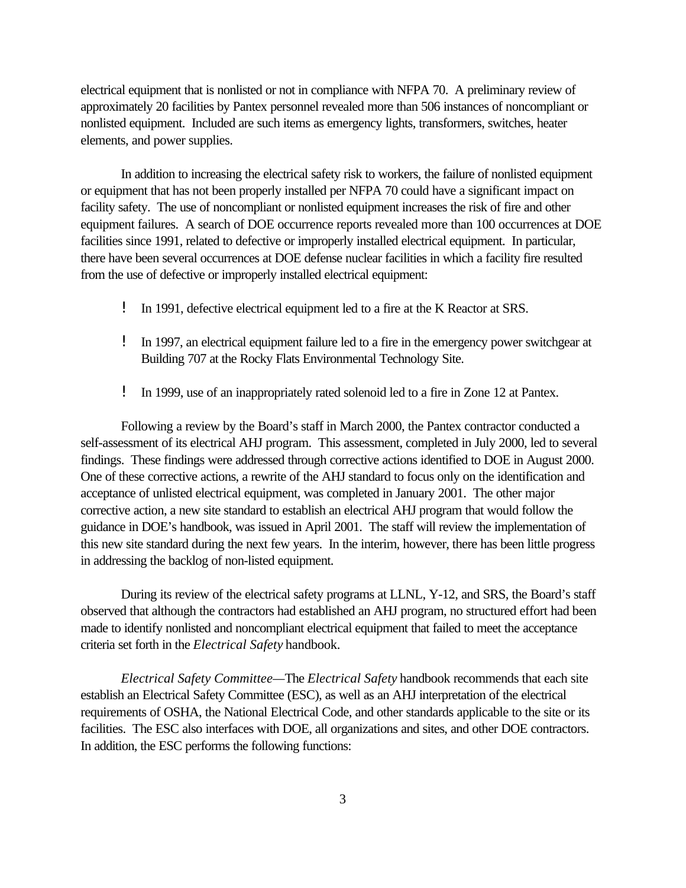electrical equipment that is nonlisted or not in compliance with NFPA 70. A preliminary review of approximately 20 facilities by Pantex personnel revealed more than 506 instances of noncompliant or nonlisted equipment. Included are such items as emergency lights, transformers, switches, heater elements, and power supplies.

In addition to increasing the electrical safety risk to workers, the failure of nonlisted equipment or equipment that has not been properly installed per NFPA 70 could have a significant impact on facility safety. The use of noncompliant or nonlisted equipment increases the risk of fire and other equipment failures. A search of DOE occurrence reports revealed more than 100 occurrences at DOE facilities since 1991, related to defective or improperly installed electrical equipment. In particular, there have been several occurrences at DOE defense nuclear facilities in which a facility fire resulted from the use of defective or improperly installed electrical equipment:

- In 1991, defective electrical equipment led to a fire at the K Reactor at SRS.
- In 1997, an electrical equipment failure led to a fire in the emergency power switchgear at Building 707 at the Rocky Flats Environmental Technology Site.
- In 1999, use of an inappropriately rated solenoid led to a fire in Zone 12 at Pantex.

Following a review by the Board's staff in March 2000, the Pantex contractor conducted a self-assessment of its electrical AHJ program. This assessment, completed in July 2000, led to several findings. These findings were addressed through corrective actions identified to DOE in August 2000. One of these corrective actions, a rewrite of the AHJ standard to focus only on the identification and acceptance of unlisted electrical equipment, was completed in January 2001. The other major corrective action, a new site standard to establish an electrical AHJ program that would follow the guidance in DOE's handbook, was issued in April 2001. The staff will review the implementation of this new site standard during the next few years. In the interim, however, there has been little progress in addressing the backlog of non-listed equipment.

During its review of the electrical safety programs at LLNL, Y-12, and SRS, the Board's staff observed that although the contractors had established an AHJ program, no structured effort had been made to identify nonlisted and noncompliant electrical equipment that failed to meet the acceptance criteria set forth in the *Electrical Safety* handbook.

*Electrical Safety Committee*—The *Electrical Safety* handbook recommends that each site establish an Electrical Safety Committee (ESC), as well as an AHJ interpretation of the electrical requirements of OSHA, the National Electrical Code, and other standards applicable to the site or its facilities. The ESC also interfaces with DOE, all organizations and sites, and other DOE contractors. In addition, the ESC performs the following functions: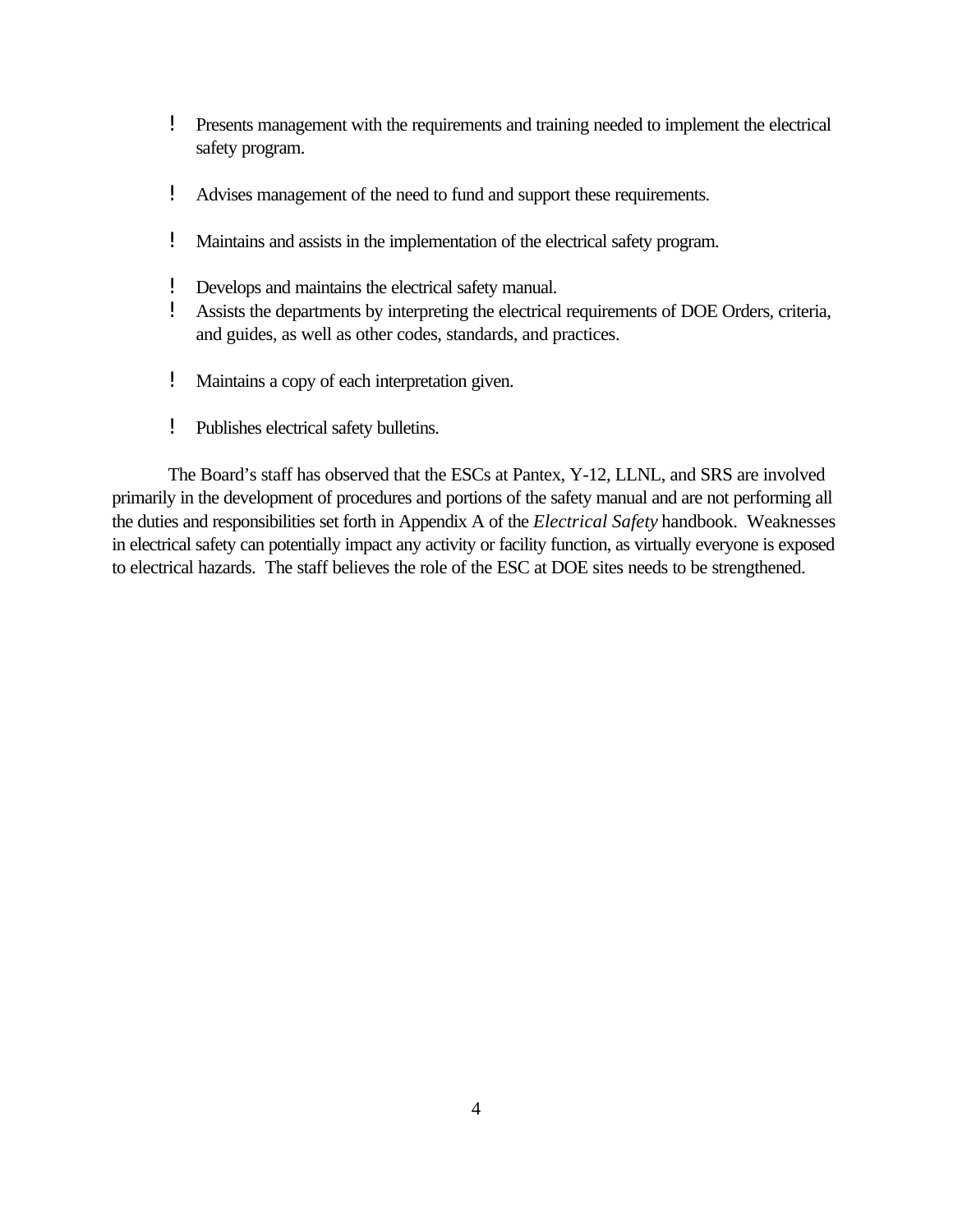- Presents management with the requirements and training needed to implement the electrical safety program.
- Advises management of the need to fund and support these requirements.
- Maintains and assists in the implementation of the electrical safety program.
- Develops and maintains the electrical safety manual.
- Assists the departments by interpreting the electrical requirements of DOE Orders, criteria, and guides, as well as other codes, standards, and practices.
- Maintains a copy of each interpretation given.
- Publishes electrical safety bulletins.

The Board's staff has observed that the ESCs at Pantex, Y-12, LLNL, and SRS are involved primarily in the development of procedures and portions of the safety manual and are not performing all the duties and responsibilities set forth in Appendix A of the *Electrical Safety* handbook. Weaknesses in electrical safety can potentially impact any activity or facility function, as virtually everyone is exposed to electrical hazards. The staff believes the role of the ESC at DOE sites needs to be strengthened.